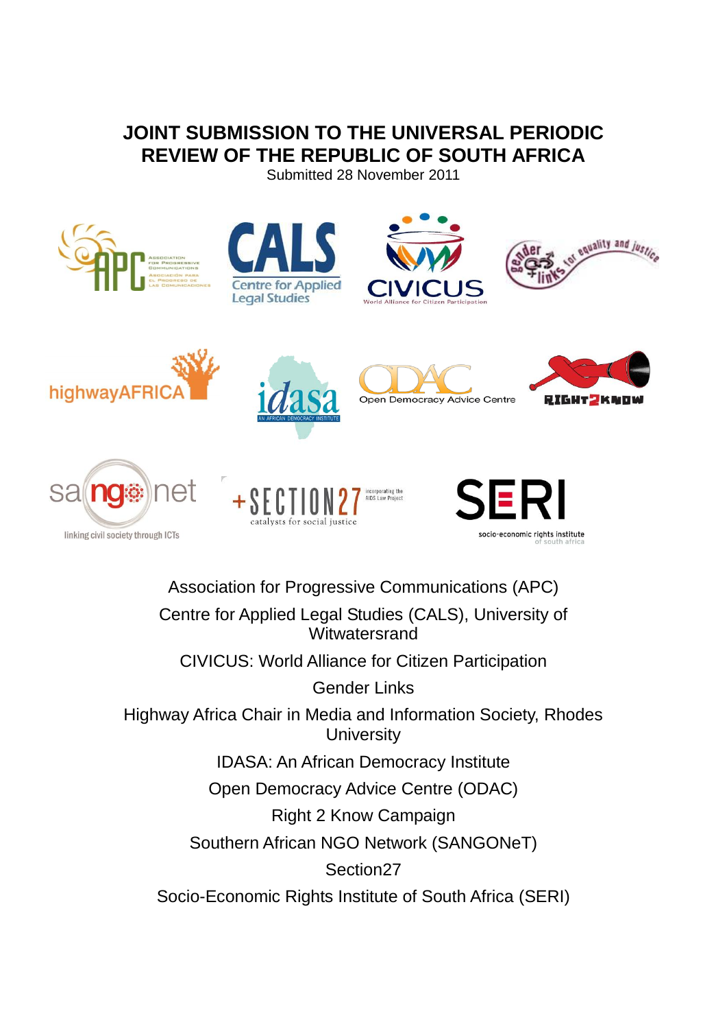# JOINT SUBMISSION TO THE UNIVERSAL PERIODIC REVIEW OF THE REPUBLIC OF SOUTH AFRICA

Submitted 28 November 2011

Association for Progressive Communications (APC)

Centre for Applied Legal Studies (CALS), University of Witwatersrand

CIVICUS: World Alliance for Citizen Participation

Gender Links

Highway Africa Chair in Media and Information Society, Rhodes University

IDASA: An African Democracy Institute

Open Democracy Advice Centre (ODAC)

Right 2 Know Campaign

Southern African NGO Network (SANGONeT)

Section27

Socio-Economic Rights Institute of South Africa (SERI)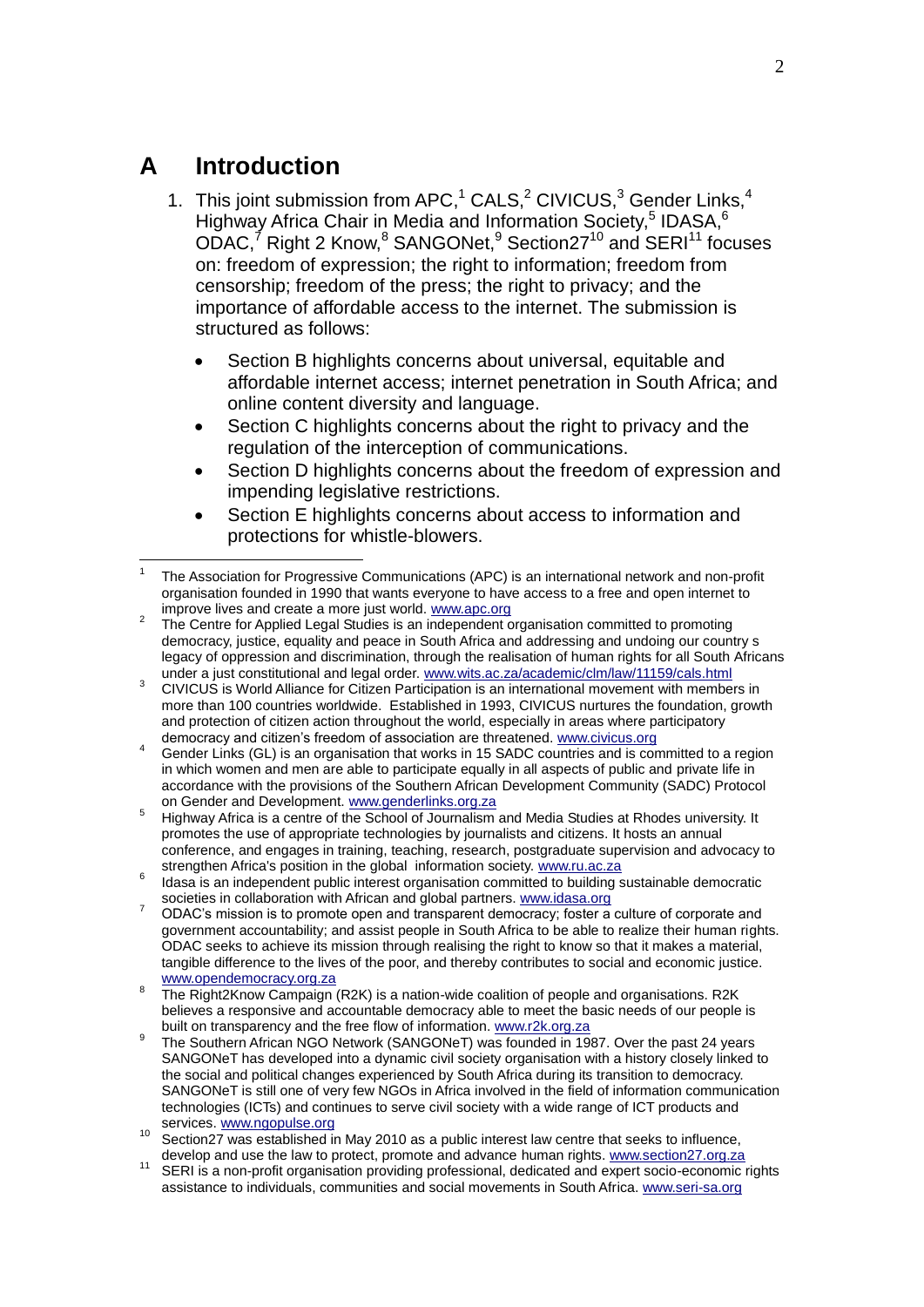# A Introduction

1. This joint submission from APC,[1] CALS,[2] CIVICUS,[3] Gender Links,[4] Highway Africa Chair in Media and Information Society,[5] IDASA,[6] ODAC,[7] Right 2 Know,[8] SANGONet,[9] Section27[10] and SERI[11] focuses on: freedom of expression; the right to information; freedom from censorship; freedom of the press; the right to privacy; and the importance of affordable access to the internet. The submission is structured as follows:

   - Section B highlights concerns about universal, equitable and affordable internet access; internet penetration in South Africa; and online content diversity and language.
   - Section C highlights concerns about the right to privacy and the regulation of the interception of communications.
   - Section D highlights concerns about the freedom of expression and impending legislative restrictions.
   - Section E highlights concerns about access to information and protections for whistle-blowers.

---

[1] The Association for Progressive Communications (APC) is an international network and non-profit organisation founded in 1990 that wants everyone to have access to a free and open internet to improve lives and create a more just world. www.apc.org

[2] The Centre for Applied Legal Studies is an independent organisation committed to promoting democracy, justice, equality and peace in South Africa and addressing and undoing our country s legacy of oppression and discrimination, through the realisation of human rights for all South Africans under a just constitutional and legal order. www.wits.ac.za/academic/clm/law/11159/cals.html

[3] CIVICUS is World Alliance for Citizen Participation is an international movement with members in more than 100 countries worldwide. Established in 1993, CIVICUS nurtures the foundation, growth and protection of citizen action throughout the world, especially in areas where participatory democracy and citizen's freedom of association are threatened. www.civicus.org

[4] Gender Links (GL) is an organisation that works in 15 SADC countries and is committed to a region in which women and men are able to participate equally in all aspects of public and private life in accordance with the provisions of the Southern African Development Community (SADC) Protocol on Gender and Development. www.genderlinks.org.za

[5] Highway Africa is a centre of the School of Journalism and Media Studies at Rhodes university. It promotes the use of appropriate technologies by journalists and citizens. It hosts an annual conference, and engages in training, teaching, research, postgraduate supervision and advocacy to strengthen Africa's position in the global information society. www.ru.ac.za

[6] Idasa is an independent public interest organisation committed to building sustainable democratic societies in collaboration with African and global partners. www.idasa.org

[7] ODAC's mission is to promote open and transparent democracy; foster a culture of corporate and government accountability; and assist people in South Africa to be able to realize their human rights. ODAC seeks to achieve its mission through realising the right to know so that it makes a material, tangible difference to the lives of the poor, and thereby contributes to social and economic justice. www.opendemocracy.org.za

[8] The Right2Know Campaign (R2K) is a nation-wide coalition of people and organisations. R2K believes a responsive and accountable democracy able to meet the basic needs of our people is built on transparency and the free flow of information. www.r2k.org.za

[9] The Southern African NGO Network (SANGONeT) was founded in 1987. Over the past 24 years SANGONeT has developed into a dynamic civil society organisation with a history closely linked to the social and political changes experienced by South Africa during its transition to democracy. SANGONeT is still one of very few NGOs in Africa involved in the field of information communication technologies (ICTs) and continues to serve civil society with a wide range of ICT products and services. www.ngopulse.org

[10] Section27 was established in May 2010 as a public interest law centre that seeks to influence, develop and use the law to protect, promote and advance human rights. www.section27.org.za

[11] SERI is a non-profit organisation providing professional, dedicated and expert socio-economic rights assistance to individuals, communities and social movements in South Africa. www.seri-sa.org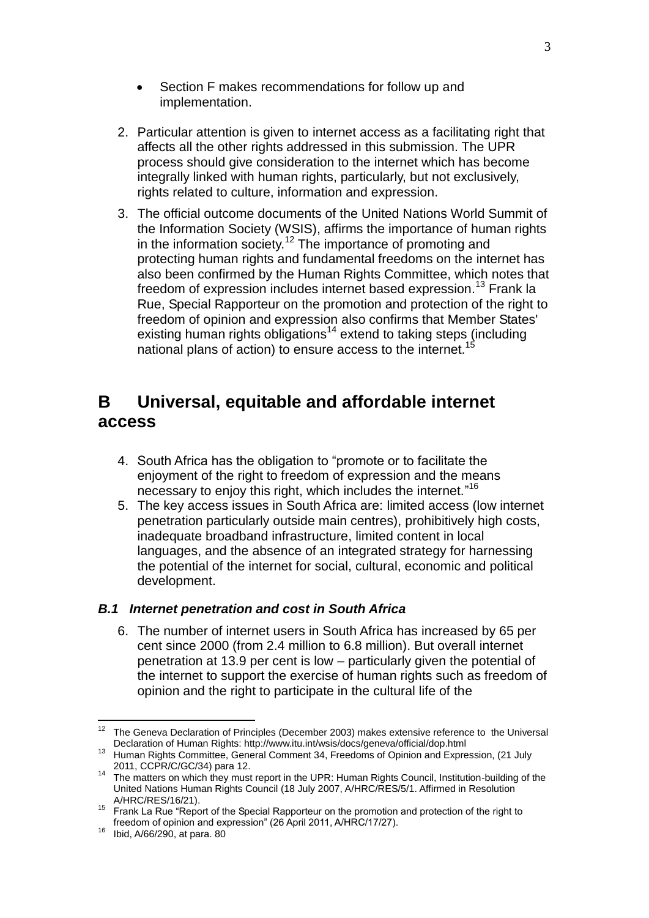- Section F makes recommendations for follow up and implementation.

2. Particular attention is given to internet access as a facilitating right that affects all the other rights addressed in this submission. The UPR process should give consideration to the internet which has become integrally linked with human rights, particularly, but not exclusively, rights related to culture, information and expression.

3. The official outcome documents of the United Nations World Summit of the Information Society (WSIS), affirms the importance of human rights in the information society.[12] The importance of promoting and protecting human rights and fundamental freedoms on the internet has also been confirmed by the Human Rights Committee, which notes that freedom of expression includes internet based expression.[13] Frank la Rue, Special Rapporteur on the promotion and protection of the right to freedom of opinion and expression also confirms that Member States' existing human rights obligations[14] extend to taking steps (including national plans of action) to ensure access to the internet.[15]

## B Universal, equitable and affordable internet access

4. South Africa has the obligation to "promote or to facilitate the enjoyment of the right to freedom of expression and the means necessary to enjoy this right, which includes the internet."[16]
5. The key access issues in South Africa are: limited access (low internet penetration particularly outside main centres), prohibitively high costs, inadequate broadband infrastructure, limited content in local languages, and the absence of an integrated strategy for harnessing the potential of the internet for social, cultural, economic and political development.

### *B.1 Internet penetration and cost in South Africa*

6. The number of internet users in South Africa has increased by 65 per cent since 2000 (from 2.4 million to 6.8 million). But overall internet penetration at 13.9 per cent is low – particularly given the potential of the internet to support the exercise of human rights such as freedom of opinion and the right to participate in the cultural life of the

---

[12] The Geneva Declaration of Principles (December 2003) makes extensive reference to the Universal Declaration of Human Rights: http://www.itu.int/wsis/docs/geneva/official/dop.html

[13] Human Rights Committee, General Comment 34, Freedoms of Opinion and Expression, (21 July 2011, CCPR/C/GC/34) para 12.

[14] The matters on which they must report in the UPR: Human Rights Council, Institution-building of the United Nations Human Rights Council (18 July 2007, A/HRC/RES/5/1. Affirmed in Resolution A/HRC/RES/16/21).

[15] Frank La Rue "Report of the Special Rapporteur on the promotion and protection of the right to freedom of opinion and expression" (26 April 2011, A/HRC/17/27).

[16] Ibid, A/66/290, at para. 80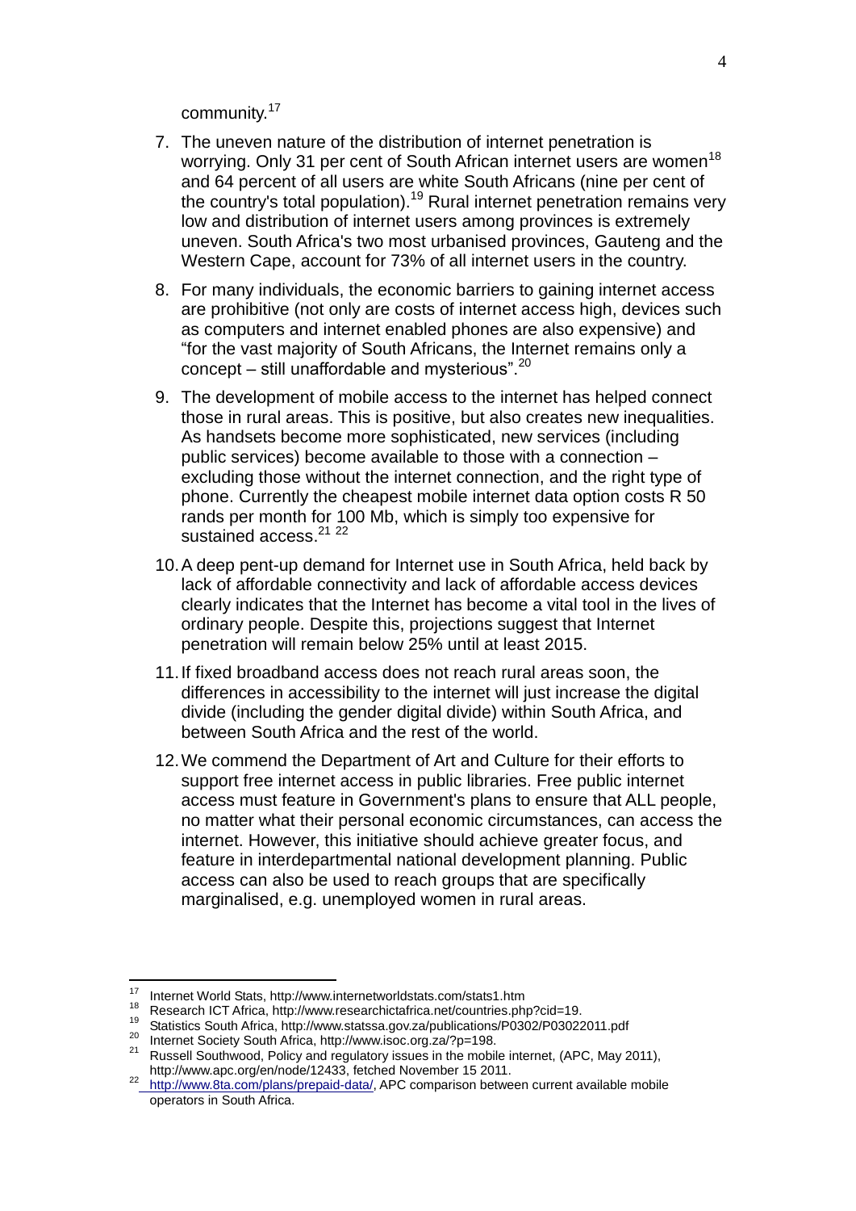community.[17]

7. The uneven nature of the distribution of internet penetration is worrying. Only 31 per cent of South African internet users are women[18] and 64 percent of all users are white South Africans (nine per cent of the country's total population).[19] Rural internet penetration remains very low and distribution of internet users among provinces is extremely uneven. South Africa's two most urbanised provinces, Gauteng and the Western Cape, account for 73% of all internet users in the country.

8. For many individuals, the economic barriers to gaining internet access are prohibitive (not only are costs of internet access high, devices such as computers and internet enabled phones are also expensive) and "for the vast majority of South Africans, the Internet remains only a concept – still unaffordable and mysterious".[20]

9. The development of mobile access to the internet has helped connect those in rural areas. This is positive, but also creates new inequalities. As handsets become more sophisticated, new services (including public services) become available to those with a connection – excluding those without the internet connection, and the right type of phone. Currently the cheapest mobile internet data option costs R 50 rands per month for 100 Mb, which is simply too expensive for sustained access.[21] [22]

10. A deep pent-up demand for Internet use in South Africa, held back by lack of affordable connectivity and lack of affordable access devices clearly indicates that the Internet has become a vital tool in the lives of ordinary people. Despite this, projections suggest that Internet penetration will remain below 25% until at least 2015.

11. If fixed broadband access does not reach rural areas soon, the differences in accessibility to the internet will just increase the digital divide (including the gender digital divide) within South Africa, and between South Africa and the rest of the world.

12. We commend the Department of Art and Culture for their efforts to support free internet access in public libraries. Free public internet access must feature in Government's plans to ensure that ALL people, no matter what their personal economic circumstances, can access the internet. However, this initiative should achieve greater focus, and feature in interdepartmental national development planning. Public access can also be used to reach groups that are specifically marginalised, e.g. unemployed women in rural areas.

---

[17] Internet World Stats, http://www.internetworldstats.com/stats1.htm

[18] Research ICT Africa, http://www.researchictafrica.net/countries.php?cid=19.

[19] Statistics South Africa, http://www.statssa.gov.za/publications/P0302/P03022011.pdf

[20] Internet Society South Africa, http://www.isoc.org.za/?p=198.

[21] Russell Southwood, Policy and regulatory issues in the mobile internet, (APC, May 2011), http://www.apc.org/en/node/12433, fetched November 15 2011.

[22] http://www.8ta.com/plans/prepaid-data/, APC comparison between current available mobile operators in South Africa.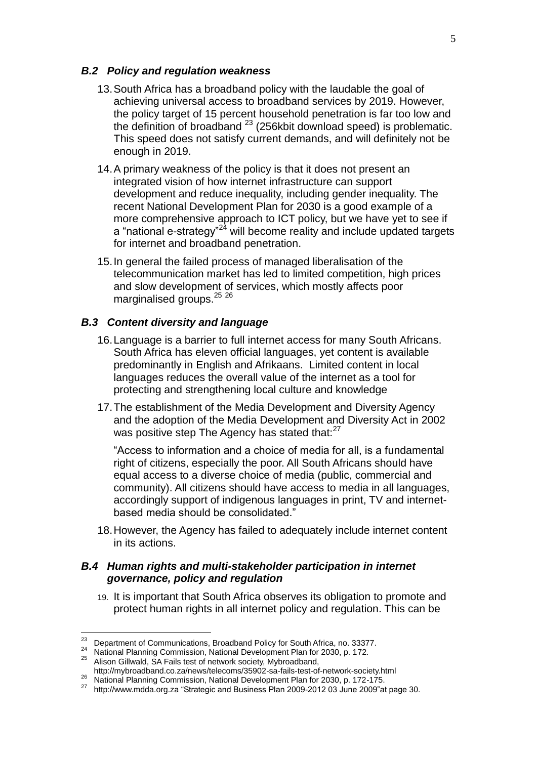### *B.2 Policy and regulation weakness*

13. South Africa has a broadband policy with the laudable the goal of achieving universal access to broadband services by 2019. However, the policy target of 15 percent household penetration is far too low and the definition of broadband [23] (256kbit download speed) is problematic. This speed does not satisfy current demands, and will definitely not be enough in 2019.

14. A primary weakness of the policy is that it does not present an integrated vision of how internet infrastructure can support development and reduce inequality, including gender inequality. The recent National Development Plan for 2030 is a good example of a more comprehensive approach to ICT policy, but we have yet to see if a "national e-strategy"[24] will become reality and include updated targets for internet and broadband penetration.

15. In general the failed process of managed liberalisation of the telecommunication market has led to limited competition, high prices and slow development of services, which mostly affects poor marginalised groups.[25] [26]

### *B.3 Content diversity and language*

16. Language is a barrier to full internet access for many South Africans. South Africa has eleven official languages, yet content is available predominantly in English and Afrikaans. Limited content in local languages reduces the overall value of the internet as a tool for protecting and strengthening local culture and knowledge

17. The establishment of the Media Development and Diversity Agency and the adoption of the Media Development and Diversity Act in 2002 was positive step The Agency has stated that:[27]

    "Access to information and a choice of media for all, is a fundamental right of citizens, especially the poor. All South Africans should have equal access to a diverse choice of media (public, commercial and community). All citizens should have access to media in all languages, accordingly support of indigenous languages in print, TV and internet-based media should be consolidated."

18. However, the Agency has failed to adequately include internet content in its actions.

### *B.4 Human rights and multi-stakeholder participation in internet governance, policy and regulation*

19. It is important that South Africa observes its obligation to promote and protect human rights in all internet policy and regulation. This can be

---

[23] Department of Communications, Broadband Policy for South Africa, no. 33377.

[24] National Planning Commission, National Development Plan for 2030, p. 172.

[25] Alison Gillwald, SA Fails test of network society, Mybroadband, http://mybroadband.co.za/news/telecoms/35902-sa-fails-test-of-network-society.html

[26] National Planning Commission, National Development Plan for 2030, p. 172-175.

[27] http://www.mdda.org.za "Strategic and Business Plan 2009-2012 03 June 2009"at page 30.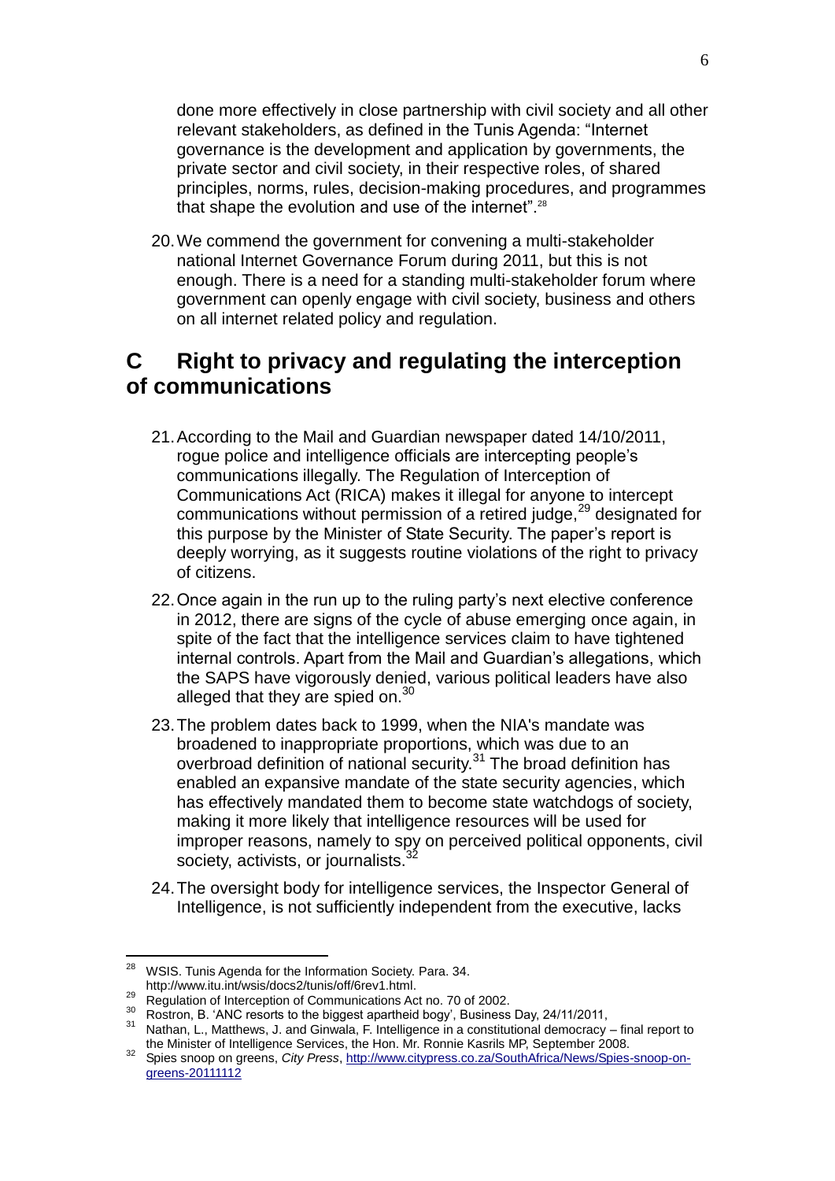done more effectively in close partnership with civil society and all other relevant stakeholders, as defined in the Tunis Agenda: "Internet governance is the development and application by governments, the private sector and civil society, in their respective roles, of shared principles, norms, rules, decision-making procedures, and programmes that shape the evolution and use of the internet".[28]

20. We commend the government for convening a multi-stakeholder national Internet Governance Forum during 2011, but this is not enough. There is a need for a standing multi-stakeholder forum where government can openly engage with civil society, business and others on all internet related policy and regulation.

## C Right to privacy and regulating the interception of communications

21. According to the Mail and Guardian newspaper dated 14/10/2011, rogue police and intelligence officials are intercepting people's communications illegally. The Regulation of Interception of Communications Act (RICA) makes it illegal for anyone to intercept communications without permission of a retired judge,[29] designated for this purpose by the Minister of State Security. The paper's report is deeply worrying, as it suggests routine violations of the right to privacy of citizens.

22. Once again in the run up to the ruling party's next elective conference in 2012, there are signs of the cycle of abuse emerging once again, in spite of the fact that the intelligence services claim to have tightened internal controls. Apart from the Mail and Guardian's allegations, which the SAPS have vigorously denied, various political leaders have also alleged that they are spied on.[30]

23. The problem dates back to 1999, when the NIA's mandate was broadened to inappropriate proportions, which was due to an overbroad definition of national security.[31] The broad definition has enabled an expansive mandate of the state security agencies, which has effectively mandated them to become state watchdogs of society, making it more likely that intelligence resources will be used for improper reasons, namely to spy on perceived political opponents, civil society, activists, or journalists.[32]

24. The oversight body for intelligence services, the Inspector General of Intelligence, is not sufficiently independent from the executive, lacks

---

[28] WSIS. Tunis Agenda for the Information Society. Para. 34. http://www.itu.int/wsis/docs2/tunis/off/6rev1.html.

[29] Regulation of Interception of Communications Act no. 70 of 2002.

[30] Rostron, B. 'ANC resorts to the biggest apartheid bogy', Business Day, 24/11/2011,

[31] Nathan, L., Matthews, J. and Ginwala, F. Intelligence in a constitutional democracy – final report to the Minister of Intelligence Services, the Hon. Mr. Ronnie Kasrils MP, September 2008.

[32] Spies snoop on greens, *City Press*, http://www.citypress.co.za/SouthAfrica/News/Spies-snoop-on-greens-20111112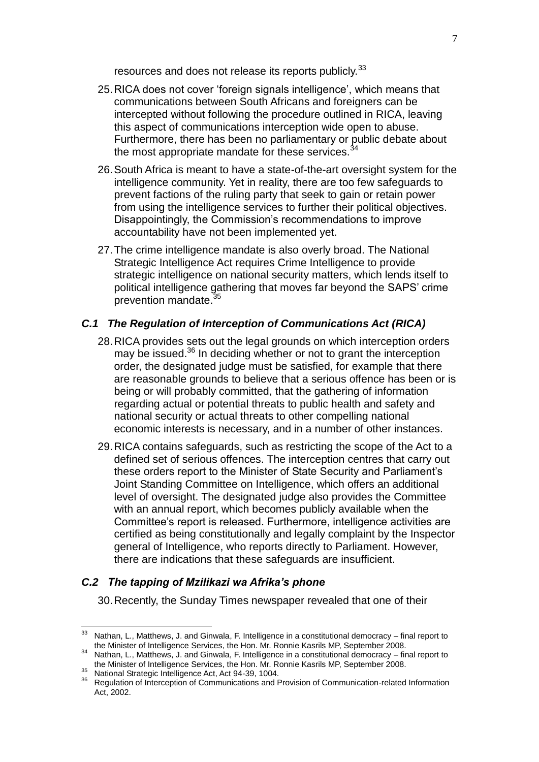resources and does not release its reports publicly.[33]

25. RICA does not cover 'foreign signals intelligence', which means that communications between South Africans and foreigners can be intercepted without following the procedure outlined in RICA, leaving this aspect of communications interception wide open to abuse. Furthermore, there has been no parliamentary or public debate about the most appropriate mandate for these services.[34]

26. South Africa is meant to have a state-of-the-art oversight system for the intelligence community. Yet in reality, there are too few safeguards to prevent factions of the ruling party that seek to gain or retain power from using the intelligence services to further their political objectives. Disappointingly, the Commission's recommendations to improve accountability have not been implemented yet.

27. The crime intelligence mandate is also overly broad. The National Strategic Intelligence Act requires Crime Intelligence to provide strategic intelligence on national security matters, which lends itself to political intelligence gathering that moves far beyond the SAPS' crime prevention mandate.[35]

### *C.1 The Regulation of Interception of Communications Act (RICA)*

28. RICA provides sets out the legal grounds on which interception orders may be issued.[36] In deciding whether or not to grant the interception order, the designated judge must be satisfied, for example that there are reasonable grounds to believe that a serious offence has been or is being or will probably committed, that the gathering of information regarding actual or potential threats to public health and safety and national security or actual threats to other compelling national economic interests is necessary, and in a number of other instances.

29. RICA contains safeguards, such as restricting the scope of the Act to a defined set of serious offences. The interception centres that carry out these orders report to the Minister of State Security and Parliament's Joint Standing Committee on Intelligence, which offers an additional level of oversight. The designated judge also provides the Committee with an annual report, which becomes publicly available when the Committee's report is released. Furthermore, intelligence activities are certified as being constitutionally and legally complaint by the Inspector general of Intelligence, who reports directly to Parliament. However, there are indications that these safeguards are insufficient.

### *C.2 The tapping of Mzilikazi wa Afrika's phone*

30. Recently, the Sunday Times newspaper revealed that one of their

---

[33] Nathan, L., Matthews, J. and Ginwala, F. Intelligence in a constitutional democracy – final report to the Minister of Intelligence Services, the Hon. Mr. Ronnie Kasrils MP, September 2008.

[34] Nathan, L., Matthews, J. and Ginwala, F. Intelligence in a constitutional democracy – final report to the Minister of Intelligence Services, the Hon. Mr. Ronnie Kasrils MP, September 2008.

[35] National Strategic Intelligence Act, Act 94-39, 1004.

[36] Regulation of Interception of Communications and Provision of Communication-related Information Act, 2002.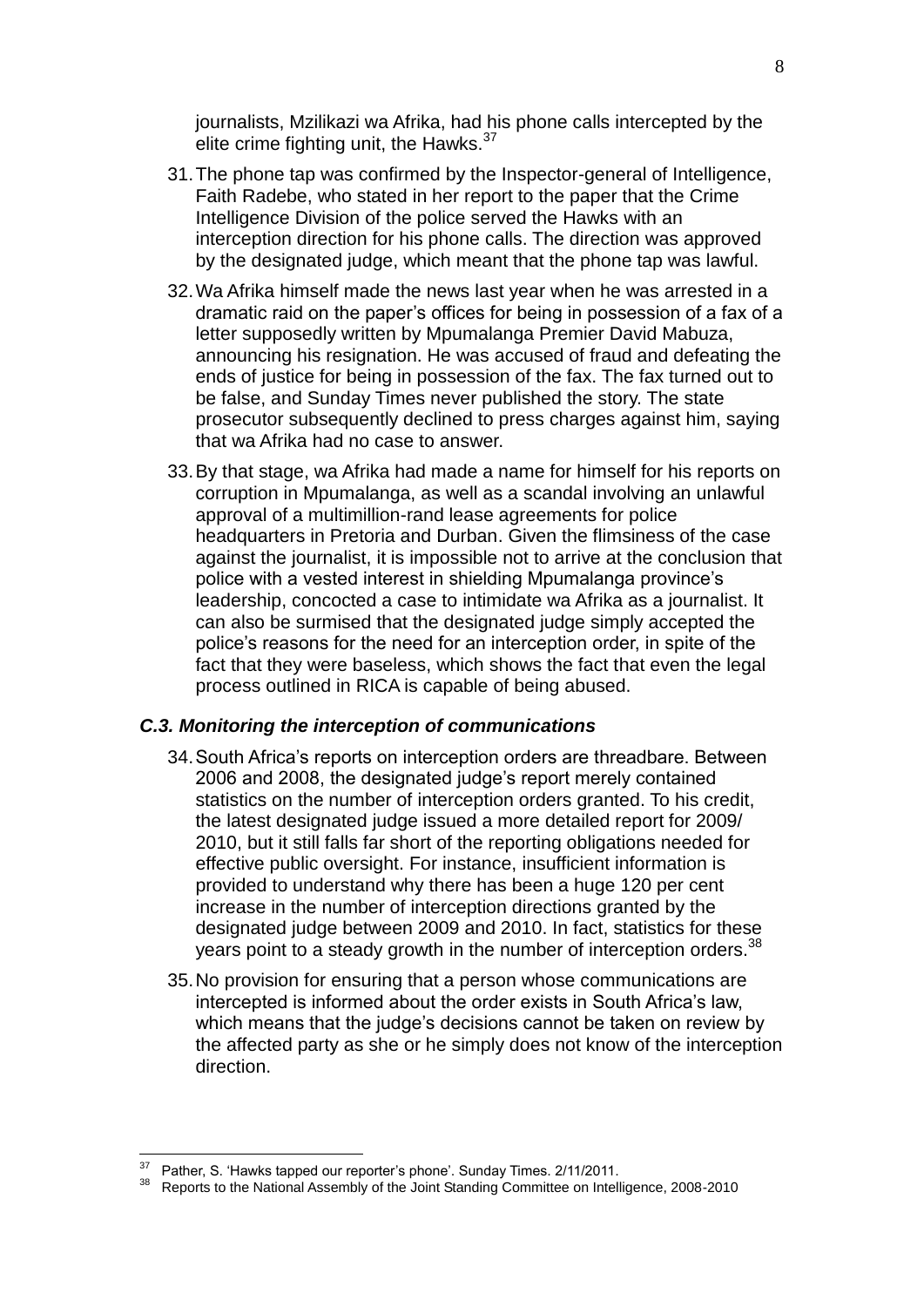journalists, Mzilikazi wa Afrika, had his phone calls intercepted by the elite crime fighting unit, the Hawks.[37]

31. The phone tap was confirmed by the Inspector-general of Intelligence, Faith Radebe, who stated in her report to the paper that the Crime Intelligence Division of the police served the Hawks with an interception direction for his phone calls. The direction was approved by the designated judge, which meant that the phone tap was lawful.

32. Wa Afrika himself made the news last year when he was arrested in a dramatic raid on the paper's offices for being in possession of a fax of a letter supposedly written by Mpumalanga Premier David Mabuza, announcing his resignation. He was accused of fraud and defeating the ends of justice for being in possession of the fax. The fax turned out to be false, and Sunday Times never published the story. The state prosecutor subsequently declined to press charges against him, saying that wa Afrika had no case to answer.

33. By that stage, wa Afrika had made a name for himself for his reports on corruption in Mpumalanga, as well as a scandal involving an unlawful approval of a multimillion-rand lease agreements for police headquarters in Pretoria and Durban. Given the flimsiness of the case against the journalist, it is impossible not to arrive at the conclusion that police with a vested interest in shielding Mpumalanga province's leadership, concocted a case to intimidate wa Afrika as a journalist. It can also be surmised that the designated judge simply accepted the police's reasons for the need for an interception order, in spite of the fact that they were baseless, which shows the fact that even the legal process outlined in RICA is capable of being abused.

### *C.3. Monitoring the interception of communications*

34. South Africa's reports on interception orders are threadbare. Between 2006 and 2008, the designated judge's report merely contained statistics on the number of interception orders granted. To his credit, the latest designated judge issued a more detailed report for 2009/ 2010, but it still falls far short of the reporting obligations needed for effective public oversight. For instance, insufficient information is provided to understand why there has been a huge 120 per cent increase in the number of interception directions granted by the designated judge between 2009 and 2010. In fact, statistics for these years point to a steady growth in the number of interception orders.[38]

35. No provision for ensuring that a person whose communications are intercepted is informed about the order exists in South Africa's law, which means that the judge's decisions cannot be taken on review by the affected party as she or he simply does not know of the interception direction.

---

[37] Pather, S. 'Hawks tapped our reporter's phone'. Sunday Times. 2/11/2011.

[38] Reports to the National Assembly of the Joint Standing Committee on Intelligence, 2008-2010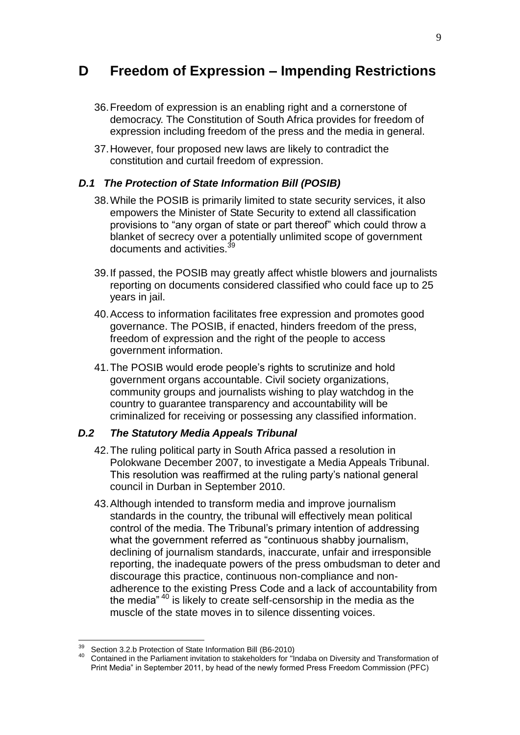# D Freedom of Expression – Impending Restrictions

36. Freedom of expression is an enabling right and a cornerstone of democracy. The Constitution of South Africa provides for freedom of expression including freedom of the press and the media in general.

37. However, four proposed new laws are likely to contradict the constitution and curtail freedom of expression.

### *D.1 The Protection of State Information Bill (POSIB)*

38. While the POSIB is primarily limited to state security services, it also empowers the Minister of State Security to extend all classification provisions to "any organ of state or part thereof" which could throw a blanket of secrecy over a potentially unlimited scope of government documents and activities.[39]

39. If passed, the POSIB may greatly affect whistle blowers and journalists reporting on documents considered classified who could face up to 25 years in jail.

40. Access to information facilitates free expression and promotes good governance. The POSIB, if enacted, hinders freedom of the press, freedom of expression and the right of the people to access government information.

41. The POSIB would erode people's rights to scrutinize and hold government organs accountable. Civil society organizations, community groups and journalists wishing to play watchdog in the country to guarantee transparency and accountability will be criminalized for receiving or possessing any classified information.

### *D.2 The Statutory Media Appeals Tribunal*

42. The ruling political party in South Africa passed a resolution in Polokwane December 2007, to investigate a Media Appeals Tribunal. This resolution was reaffirmed at the ruling party's national general council in Durban in September 2010.

43. Although intended to transform media and improve journalism standards in the country, the tribunal will effectively mean political control of the media. The Tribunal's primary intention of addressing what the government referred as "continuous shabby journalism, declining of journalism standards, inaccurate, unfair and irresponsible reporting, the inadequate powers of the press ombudsman to deter and discourage this practice, continuous non-compliance and non-adherence to the existing Press Code and a lack of accountability from the media"[40] is likely to create self-censorship in the media as the muscle of the state moves in to silence dissenting voices.

---

[39] Section 3.2.b Protection of State Information Bill (B6-2010)

[40] Contained in the Parliament invitation to stakeholders for "Indaba on Diversity and Transformation of Print Media" in September 2011, by head of the newly formed Press Freedom Commission (PFC)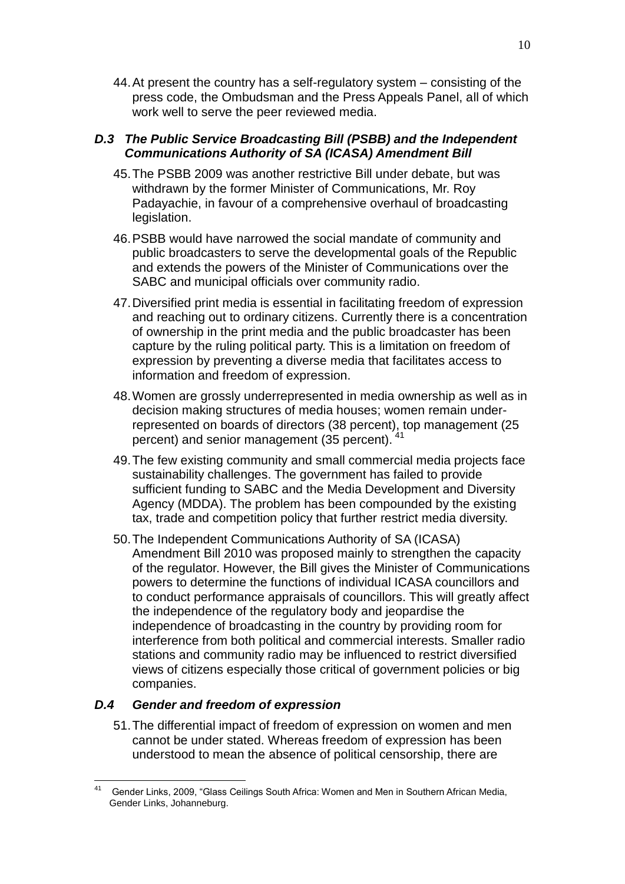44. At present the country has a self-regulatory system – consisting of the press code, the Ombudsman and the Press Appeals Panel, all of which work well to serve the peer reviewed media.

### *D.3 The Public Service Broadcasting Bill (PSBB) and the Independent Communications Authority of SA (ICASA) Amendment Bill*

45. The PSBB 2009 was another restrictive Bill under debate, but was withdrawn by the former Minister of Communications, Mr. Roy Padayachie, in favour of a comprehensive overhaul of broadcasting legislation.

46. PSBB would have narrowed the social mandate of community and public broadcasters to serve the developmental goals of the Republic and extends the powers of the Minister of Communications over the SABC and municipal officials over community radio.

47. Diversified print media is essential in facilitating freedom of expression and reaching out to ordinary citizens. Currently there is a concentration of ownership in the print media and the public broadcaster has been capture by the ruling political party. This is a limitation on freedom of expression by preventing a diverse media that facilitates access to information and freedom of expression.

48. Women are grossly underrepresented in media ownership as well as in decision making structures of media houses; women remain under-represented on boards of directors (38 percent), top management (25 percent) and senior management (35 percent).[41]

49. The few existing community and small commercial media projects face sustainability challenges. The government has failed to provide sufficient funding to SABC and the Media Development and Diversity Agency (MDDA). The problem has been compounded by the existing tax, trade and competition policy that further restrict media diversity.

50. The Independent Communications Authority of SA (ICASA) Amendment Bill 2010 was proposed mainly to strengthen the capacity of the regulator. However, the Bill gives the Minister of Communications powers to determine the functions of individual ICASA councillors and to conduct performance appraisals of councillors. This will greatly affect the independence of the regulatory body and jeopardise the independence of broadcasting in the country by providing room for interference from both political and commercial interests. Smaller radio stations and community radio may be influenced to restrict diversified views of citizens especially those critical of government policies or big companies.

### *D.4 Gender and freedom of expression*

51. The differential impact of freedom of expression on women and men cannot be under stated. Whereas freedom of expression has been understood to mean the absence of political censorship, there are

---

[41] Gender Links, 2009, "Glass Ceilings South Africa: Women and Men in Southern African Media, Gender Links, Johanneburg.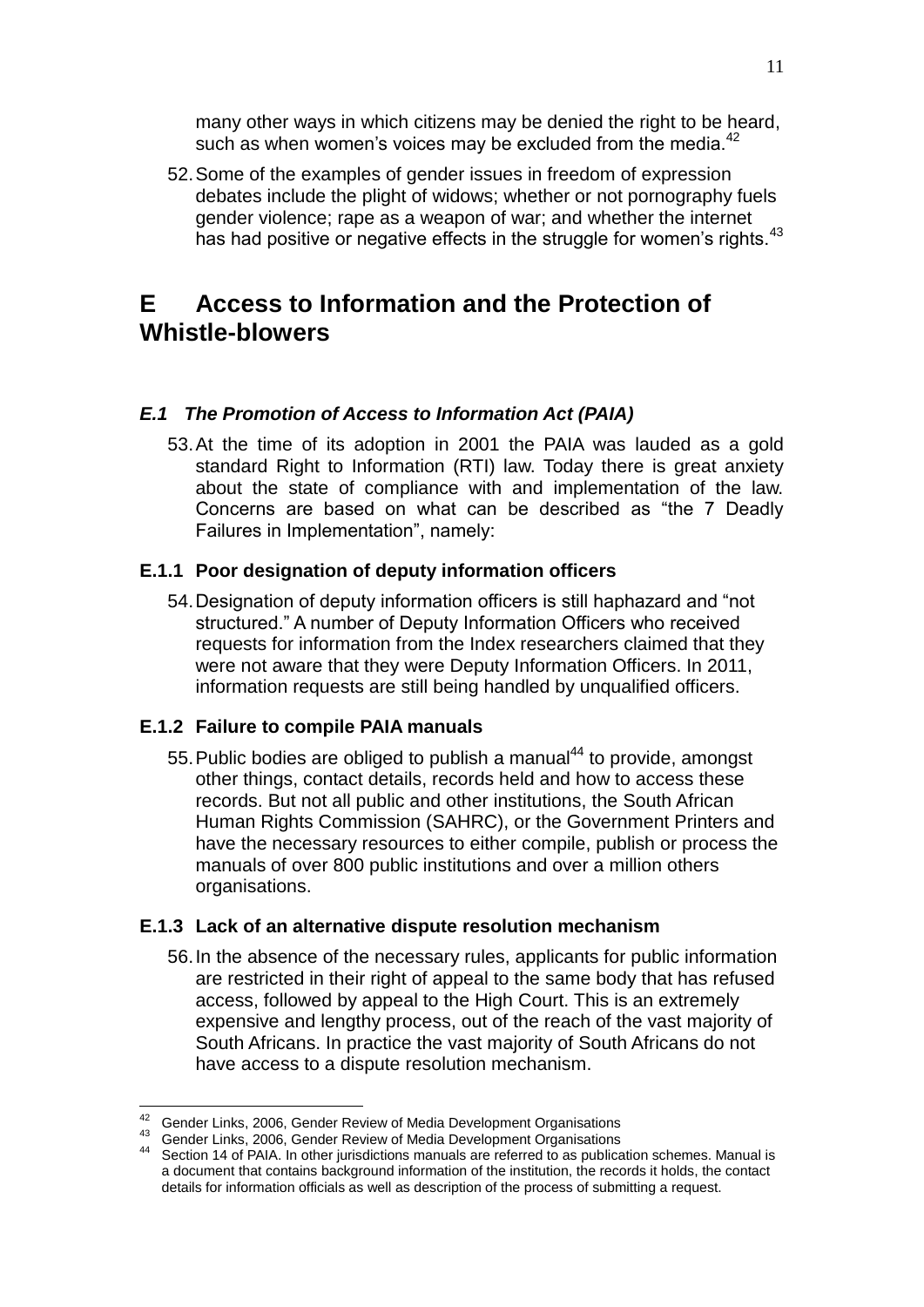many other ways in which citizens may be denied the right to be heard, such as when women's voices may be excluded from the media.[42]

52. Some of the examples of gender issues in freedom of expression debates include the plight of widows; whether or not pornography fuels gender violence; rape as a weapon of war; and whether the internet has had positive or negative effects in the struggle for women's rights.[43]

# E Access to Information and the Protection of Whistle-blowers

### *E.1 The Promotion of Access to Information Act (PAIA)*

53. At the time of its adoption in 2001 the PAIA was lauded as a gold standard Right to Information (RTI) law. Today there is great anxiety about the state of compliance with and implementation of the law. Concerns are based on what can be described as "the 7 Deadly Failures in Implementation", namely:

#### E.1.1 Poor designation of deputy information officers

54. Designation of deputy information officers is still haphazard and "not structured." A number of Deputy Information Officers who received requests for information from the Index researchers claimed that they were not aware that they were Deputy Information Officers. In 2011, information requests are still being handled by unqualified officers.

#### E.1.2 Failure to compile PAIA manuals

55. Public bodies are obliged to publish a manual[44] to provide, amongst other things, contact details, records held and how to access these records. But not all public and other institutions, the South African Human Rights Commission (SAHRC), or the Government Printers and have the necessary resources to either compile, publish or process the manuals of over 800 public institutions and over a million others organisations.

#### E.1.3 Lack of an alternative dispute resolution mechanism

56. In the absence of the necessary rules, applicants for public information are restricted in their right of appeal to the same body that has refused access, followed by appeal to the High Court. This is an extremely expensive and lengthy process, out of the reach of the vast majority of South Africans. In practice the vast majority of South Africans do not have access to a dispute resolution mechanism.

---

[42] Gender Links, 2006, Gender Review of Media Development Organisations

[43] Gender Links, 2006, Gender Review of Media Development Organisations

[44] Section 14 of PAIA. In other jurisdictions manuals are referred to as publication schemes. Manual is a document that contains background information of the institution, the records it holds, the contact details for information officials as well as description of the process of submitting a request.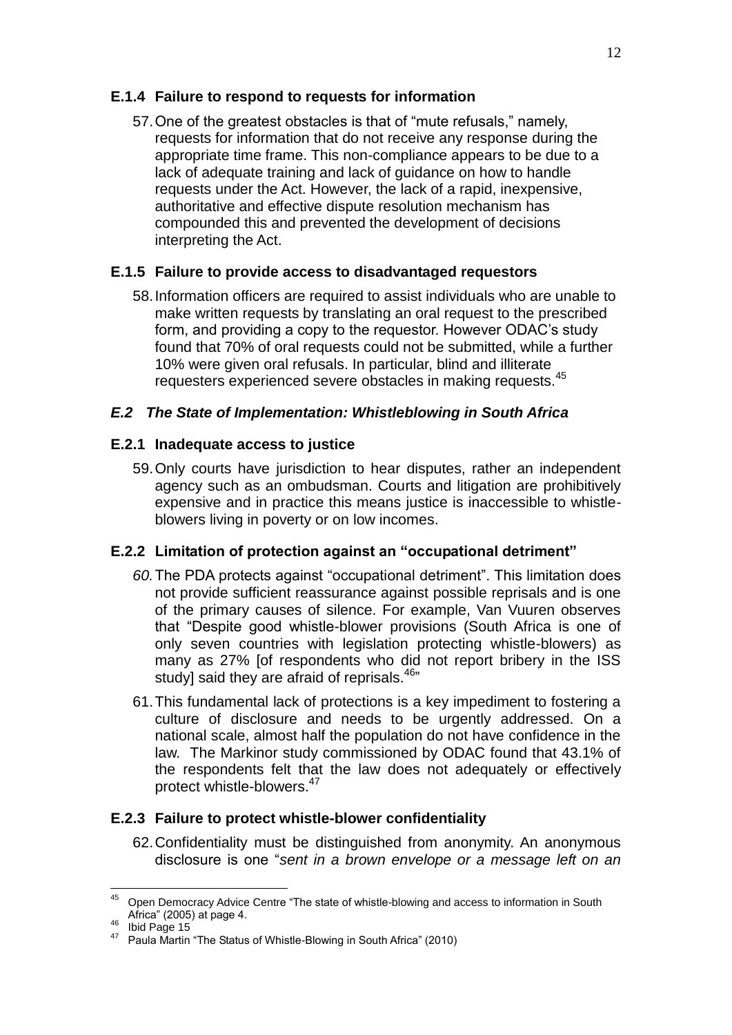### E.1.4 Failure to respond to requests for information

57. One of the greatest obstacles is that of "mute refusals," namely, requests for information that do not receive any response during the appropriate time frame. This non-compliance appears to be due to a lack of adequate training and lack of guidance on how to handle requests under the Act. However, the lack of a rapid, inexpensive, authoritative and effective dispute resolution mechanism has compounded this and prevented the development of decisions interpreting the Act.

### E.1.5 Failure to provide access to disadvantaged requestors

58. Information officers are required to assist individuals who are unable to make written requests by translating an oral request to the prescribed form, and providing a copy to the requestor. However ODAC's study found that 70% of oral requests could not be submitted, while a further 10% were given oral refusals. In particular, blind and illiterate requesters experienced severe obstacles in making requests.[45]

## *E.2 The State of Implementation: Whistleblowing in South Africa*

### E.2.1 Inadequate access to justice

59. Only courts have jurisdiction to hear disputes, rather an independent agency such as an ombudsman. Courts and litigation are prohibitively expensive and in practice this means justice is inaccessible to whistle-blowers living in poverty or on low incomes.

### E.2.2 Limitation of protection against an "occupational detriment"

60. The PDA protects against "occupational detriment". This limitation does not provide sufficient reassurance against possible reprisals and is one of the primary causes of silence. For example, Van Vuuren observes that "Despite good whistle-blower provisions (South Africa is one of only seven countries with legislation protecting whistle-blowers) as many as 27% [of respondents who did not report bribery in the ISS study] said they are afraid of reprisals.[46]"

61. This fundamental lack of protections is a key impediment to fostering a culture of disclosure and needs to be urgently addressed. On a national scale, almost half the population do not have confidence in the law. The Markinor study commissioned by ODAC found that 43.1% of the respondents felt that the law does not adequately or effectively protect whistle-blowers.[47]

### E.2.3 Failure to protect whistle-blower confidentiality

62. Confidentiality must be distinguished from anonymity. An anonymous disclosure is one "*sent in a brown envelope or a message left on an*

---

[45] Open Democracy Advice Centre "The state of whistle-blowing and access to information in South Africa" (2005) at page 4.

[46] Ibid Page 15

[47] Paula Martin "The Status of Whistle-Blowing in South Africa" (2010)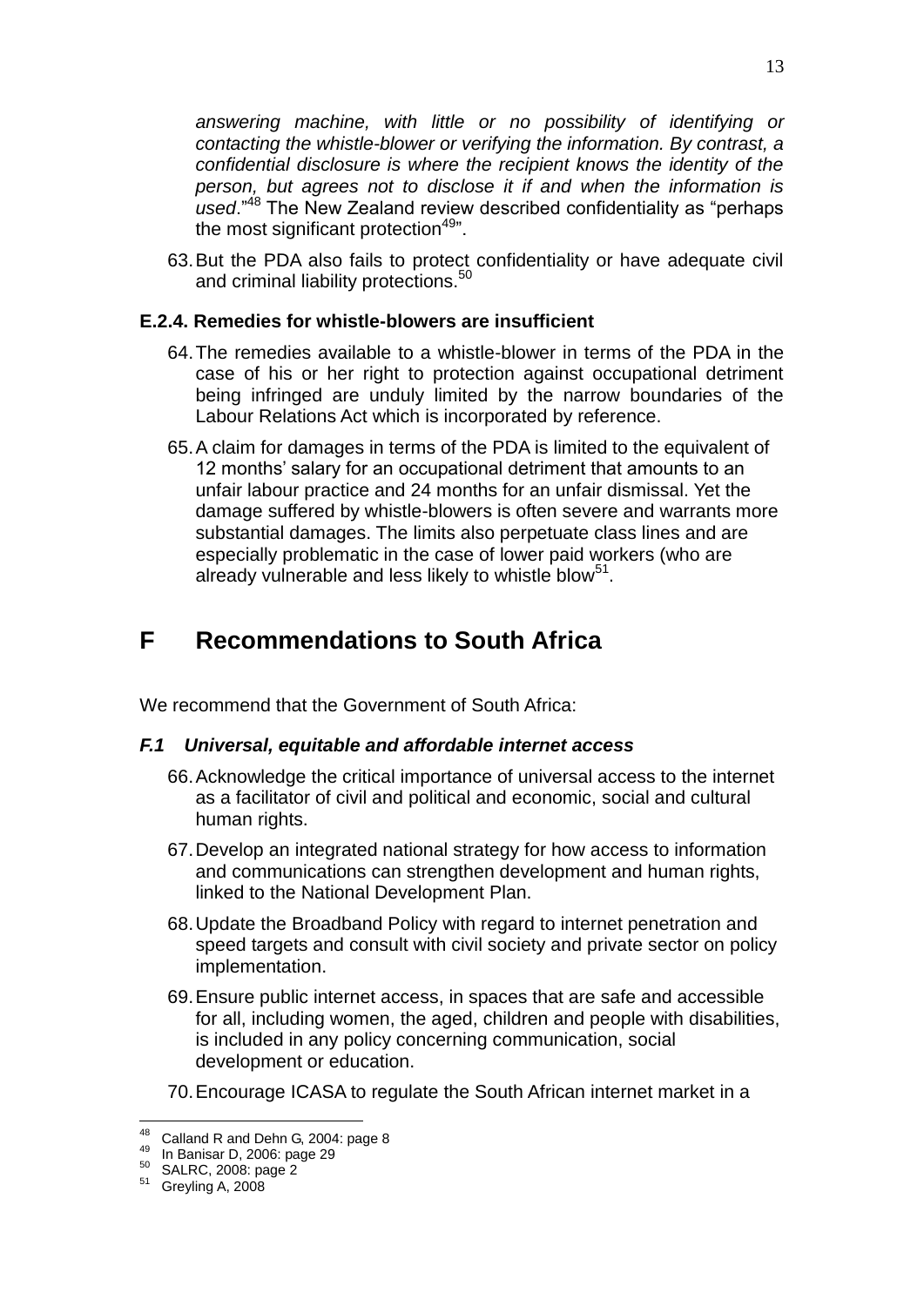*answering machine, with little or no possibility of identifying or contacting the whistle-blower or verifying the information. By contrast, a confidential disclosure is where the recipient knows the identity of the person, but agrees not to disclose it if and when the information is used*."[48] The New Zealand review described confidentiality as "perhaps the most significant protection[49]".

63. But the PDA also fails to protect confidentiality or have adequate civil and criminal liability protections.[50]

### E.2.4. Remedies for whistle-blowers are insufficient

64. The remedies available to a whistle-blower in terms of the PDA in the case of his or her right to protection against occupational detriment being infringed are unduly limited by the narrow boundaries of the Labour Relations Act which is incorporated by reference.

65. A claim for damages in terms of the PDA is limited to the equivalent of 12 months' salary for an occupational detriment that amounts to an unfair labour practice and 24 months for an unfair dismissal. Yet the damage suffered by whistle-blowers is often severe and warrants more substantial damages. The limits also perpetuate class lines and are especially problematic in the case of lower paid workers (who are already vulnerable and less likely to whistle blow[51].

# F Recommendations to South Africa

We recommend that the Government of South Africa:

### *F.1 Universal, equitable and affordable internet access*

66. Acknowledge the critical importance of universal access to the internet as a facilitator of civil and political and economic, social and cultural human rights.

67. Develop an integrated national strategy for how access to information and communications can strengthen development and human rights, linked to the National Development Plan.

68. Update the Broadband Policy with regard to internet penetration and speed targets and consult with civil society and private sector on policy implementation.

69. Ensure public internet access, in spaces that are safe and accessible for all, including women, the aged, children and people with disabilities, is included in any policy concerning communication, social development or education.

70. Encourage ICASA to regulate the South African internet market in a

---

[48] Calland R and Dehn G, 2004: page 8
[49] In Banisar D, 2006: page 29
[50] SALRC, 2008: page 2
[51] Greyling A, 2008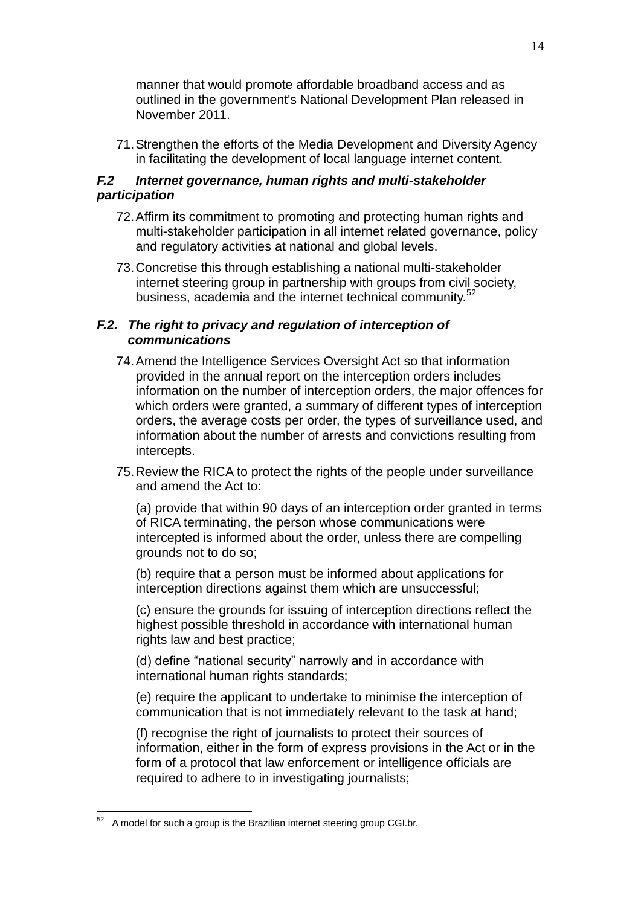manner that would promote affordable broadband access and as outlined in the government's National Development Plan released in November 2011.

71. Strengthen the efforts of the Media Development and Diversity Agency in facilitating the development of local language internet content.

### *F.2 Internet governance, human rights and multi-stakeholder participation*

72. Affirm its commitment to promoting and protecting human rights and multi-stakeholder participation in all internet related governance, policy and regulatory activities at national and global levels.

73. Concretise this through establishing a national multi-stakeholder internet steering group in partnership with groups from civil society, business, academia and the internet technical community.[52]

### *F.2. The right to privacy and regulation of interception of communications*

74. Amend the Intelligence Services Oversight Act so that information provided in the annual report on the interception orders includes information on the number of interception orders, the major offences for which orders were granted, a summary of different types of interception orders, the average costs per order, the types of surveillance used, and information about the number of arrests and convictions resulting from intercepts.

75. Review the RICA to protect the rights of the people under surveillance and amend the Act to:

    (a) provide that within 90 days of an interception order granted in terms of RICA terminating, the person whose communications were intercepted is informed about the order, unless there are compelling grounds not to do so;

    (b) require that a person must be informed about applications for interception directions against them which are unsuccessful;

    (c) ensure the grounds for issuing of interception directions reflect the highest possible threshold in accordance with international human rights law and best practice;

    (d) define “national security” narrowly and in accordance with international human rights standards;

    (e) require the applicant to undertake to minimise the interception of communication that is not immediately relevant to the task at hand;

    (f) recognise the right of journalists to protect their sources of information, either in the form of express provisions in the Act or in the form of a protocol that law enforcement or intelligence officials are required to adhere to in investigating journalists;

---

[52] A model for such a group is the Brazilian internet steering group CGI.br.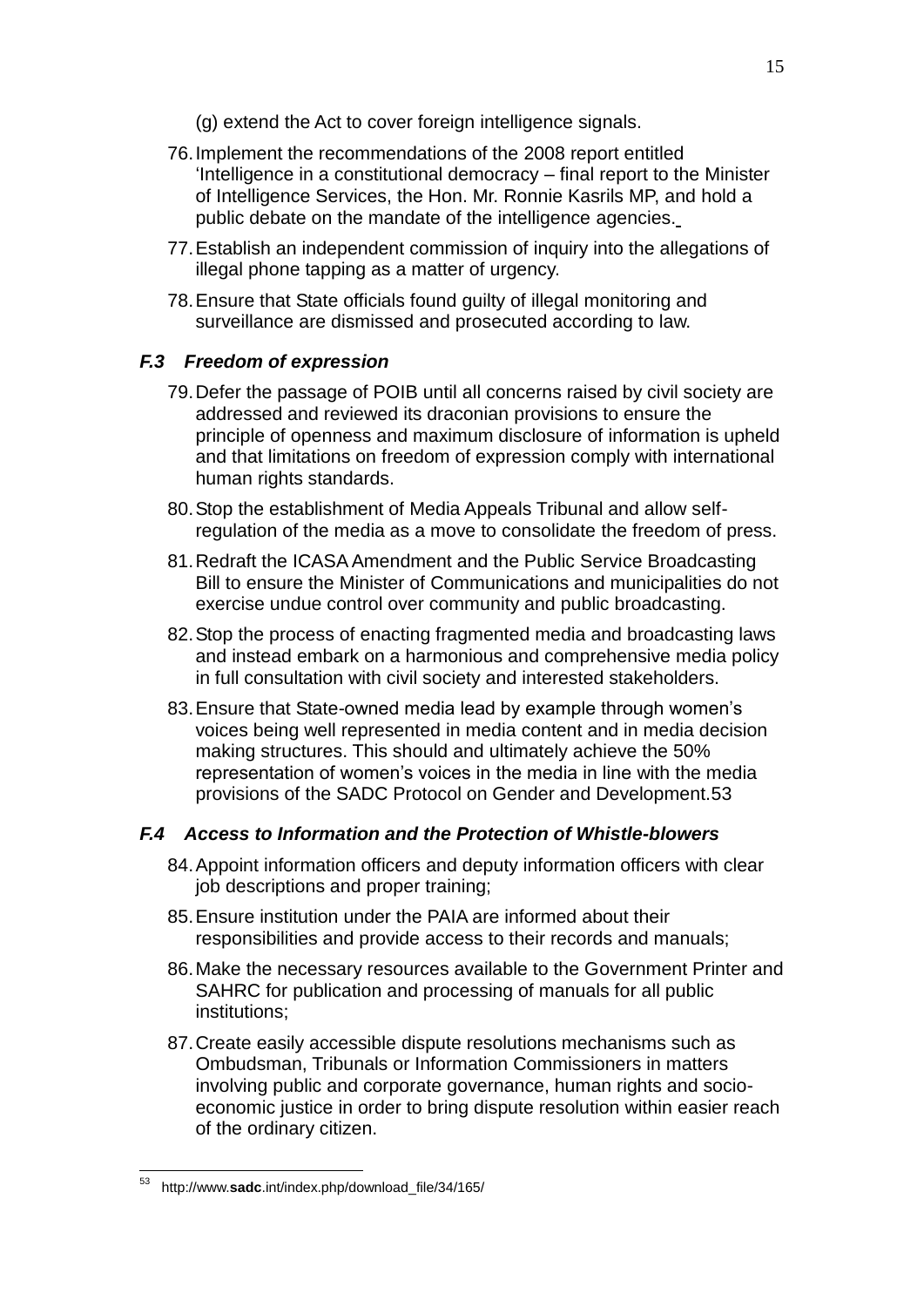(g) extend the Act to cover foreign intelligence signals.

76. Implement the recommendations of the 2008 report entitled 'Intelligence in a constitutional democracy – final report to the Minister of Intelligence Services, the Hon. Mr. Ronnie Kasrils MP, and hold a public debate on the mandate of the intelligence agencies.

77. Establish an independent commission of inquiry into the allegations of illegal phone tapping as a matter of urgency.

78. Ensure that State officials found guilty of illegal monitoring and surveillance are dismissed and prosecuted according to law.

### *F.3 Freedom of expression*

79. Defer the passage of POIB until all concerns raised by civil society are addressed and reviewed its draconian provisions to ensure the principle of openness and maximum disclosure of information is upheld and that limitations on freedom of expression comply with international human rights standards.

80. Stop the establishment of Media Appeals Tribunal and allow self-regulation of the media as a move to consolidate the freedom of press.

81. Redraft the ICASA Amendment and the Public Service Broadcasting Bill to ensure the Minister of Communications and municipalities do not exercise undue control over community and public broadcasting.

82. Stop the process of enacting fragmented media and broadcasting laws and instead embark on a harmonious and comprehensive media policy in full consultation with civil society and interested stakeholders.

83. Ensure that State-owned media lead by example through women's voices being well represented in media content and in media decision making structures. This should and ultimately achieve the 50% representation of women's voices in the media in line with the media provisions of the SADC Protocol on Gender and Development.53

### *F.4 Access to Information and the Protection of Whistle-blowers*

84. Appoint information officers and deputy information officers with clear job descriptions and proper training;

85. Ensure institution under the PAIA are informed about their responsibilities and provide access to their records and manuals;

86. Make the necessary resources available to the Government Printer and SAHRC for publication and processing of manuals for all public institutions;

87. Create easily accessible dispute resolutions mechanisms such as Ombudsman, Tribunals or Information Commissioners in matters involving public and corporate governance, human rights and socio-economic justice in order to bring dispute resolution within easier reach of the ordinary citizen.

---

[53] http://www.**sadc**.int/index.php/download_file/34/165/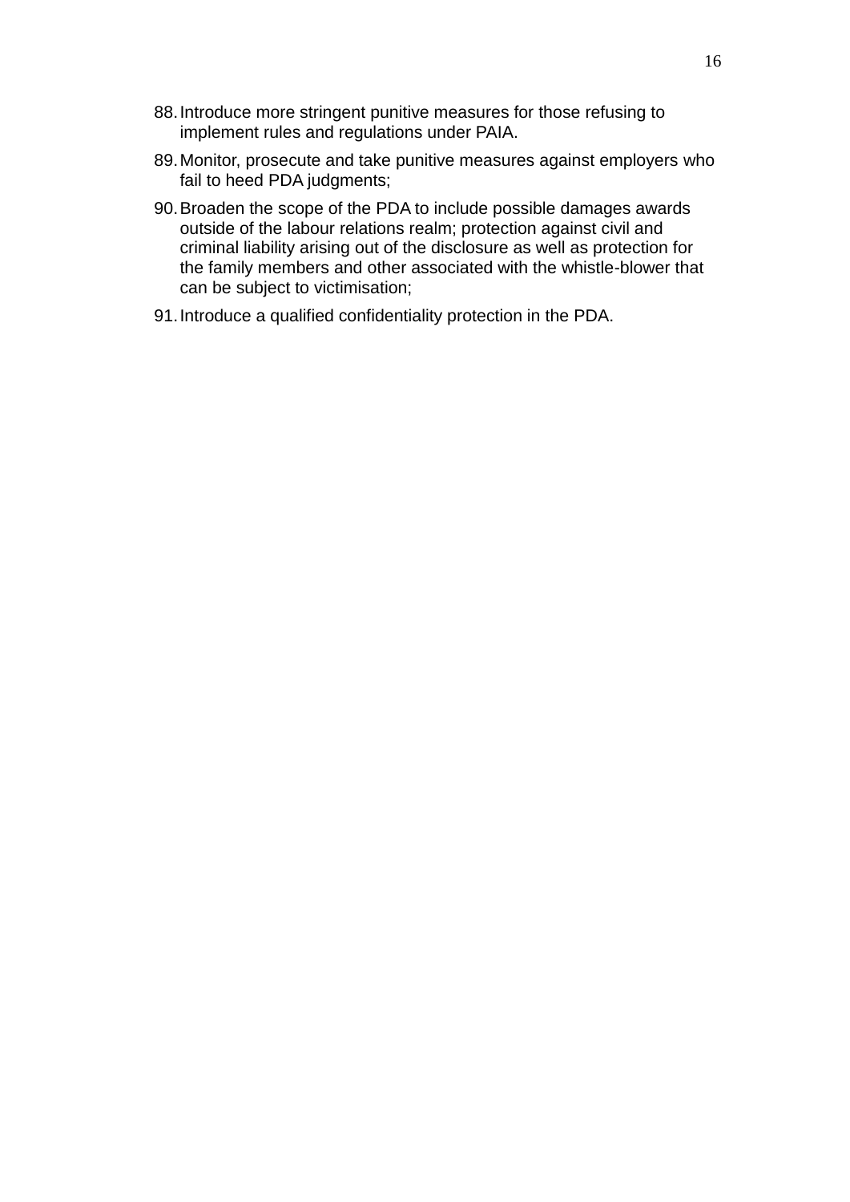88. Introduce more stringent punitive measures for those refusing to implement rules and regulations under PAIA.
89. Monitor, prosecute and take punitive measures against employers who fail to heed PDA judgments;
90. Broaden the scope of the PDA to include possible damages awards outside of the labour relations realm; protection against civil and criminal liability arising out of the disclosure as well as protection for the family members and other associated with the whistle-blower that can be subject to victimisation;
91. Introduce a qualified confidentiality protection in the PDA.